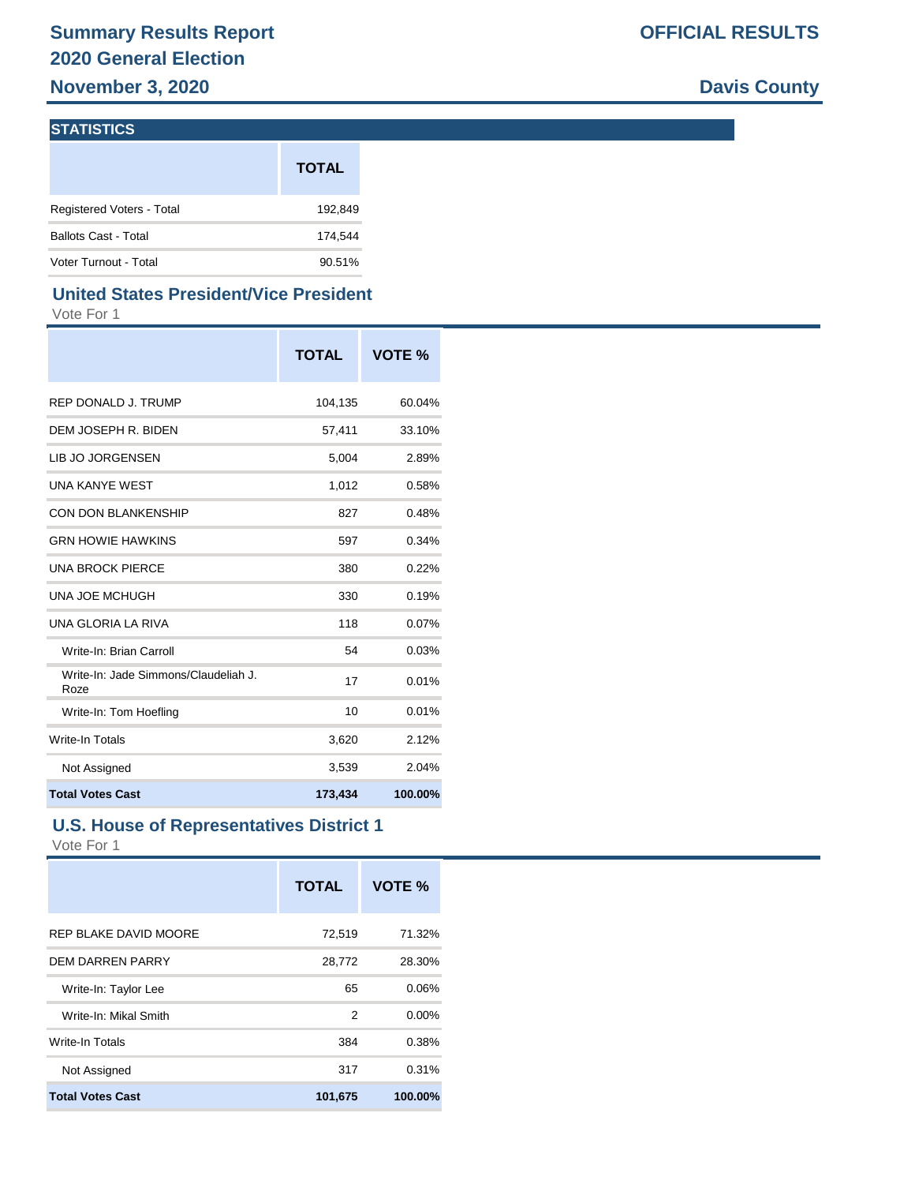# Summary Results Report

## 2020 General Election

## November 3, 2020

**OFFICIAL RESULTS**

**Davis County**

### STATISTICS

| | TOTAL |
|---|---|
| Registered Voters - Total | 192,849 |
| Ballots Cast - Total | 174,544 |
| Voter Turnout - Total | 90.51% |

### United States President/Vice President

Vote For 1

| | TOTAL | VOTE % |
|---|---|---|
| REP DONALD J. TRUMP | 104,135 | 60.04% |
| DEM JOSEPH R. BIDEN | 57,411 | 33.10% |
| LIB JO JORGENSEN | 5,004 | 2.89% |
| UNA KANYE WEST | 1,012 | 0.58% |
| CON DON BLANKENSHIP | 827 | 0.48% |
| GRN HOWIE HAWKINS | 597 | 0.34% |
| UNA BROCK PIERCE | 380 | 0.22% |
| UNA JOE MCHUGH | 330 | 0.19% |
| UNA GLORIA LA RIVA | 118 | 0.07% |
| Write-In: Brian Carroll | 54 | 0.03% |
| Write-In: Jade Simmons/Claudeliah J. Roze | 17 | 0.01% |
| Write-In: Tom Hoefling | 10 | 0.01% |
| Write-In Totals | 3,620 | 2.12% |
| Not Assigned | 3,539 | 2.04% |
| **Total Votes Cast** | **173,434** | **100.00%** |

### U.S. House of Representatives District 1

Vote For 1

| | TOTAL | VOTE % |
|---|---|---|
| REP BLAKE DAVID MOORE | 72,519 | 71.32% |
| DEM DARREN PARRY | 28,772 | 28.30% |
| Write-In: Taylor Lee | 65 | 0.06% |
| Write-In: Mikal Smith | 2 | 0.00% |
| Write-In Totals | 384 | 0.38% |
| Not Assigned | 317 | 0.31% |
| **Total Votes Cast** | **101,675** | **100.00%** |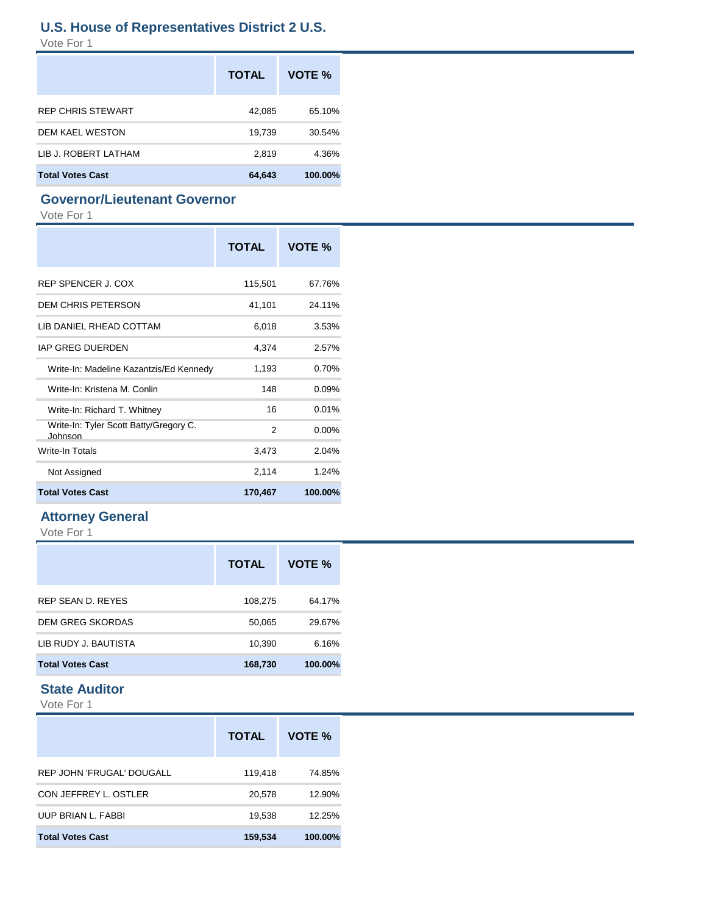## U.S. House of Representatives District 2 U.S.

Vote For 1

| | TOTAL | VOTE % |
|---|---|---|
| REP CHRIS STEWART | 42,085 | 65.10% |
| DEM KAEL WESTON | 19,739 | 30.54% |
| LIB J. ROBERT LATHAM | 2,819 | 4.36% |
| **Total Votes Cast** | **64,643** | **100.00%** |

## Governor/Lieutenant Governor

Vote For 1

| | TOTAL | VOTE % |
|---|---|---|
| REP SPENCER J. COX | 115,501 | 67.76% |
| DEM CHRIS PETERSON | 41,101 | 24.11% |
| LIB DANIEL RHEAD COTTAM | 6,018 | 3.53% |
| IAP GREG DUERDEN | 4,374 | 2.57% |
| Write-In: Madeline Kazantzis/Ed Kennedy | 1,193 | 0.70% |
| Write-In: Kristena M. Conlin | 148 | 0.09% |
| Write-In: Richard T. Whitney | 16 | 0.01% |
| Write-In: Tyler Scott Batty/Gregory C. Johnson | 2 | 0.00% |
| Write-In Totals | 3,473 | 2.04% |
| Not Assigned | 2,114 | 1.24% |
| **Total Votes Cast** | **170,467** | **100.00%** |

## Attorney General

Vote For 1

| | TOTAL | VOTE % |
|---|---|---|
| REP SEAN D. REYES | 108,275 | 64.17% |
| DEM GREG SKORDAS | 50,065 | 29.67% |
| LIB RUDY J. BAUTISTA | 10,390 | 6.16% |
| **Total Votes Cast** | **168,730** | **100.00%** |

## State Auditor

Vote For 1

| | TOTAL | VOTE % |
|---|---|---|
| REP JOHN 'FRUGAL' DOUGALL | 119,418 | 74.85% |
| CON JEFFREY L. OSTLER | 20,578 | 12.90% |
| UUP BRIAN L. FABBI | 19,538 | 12.25% |
| **Total Votes Cast** | **159,534** | **100.00%** |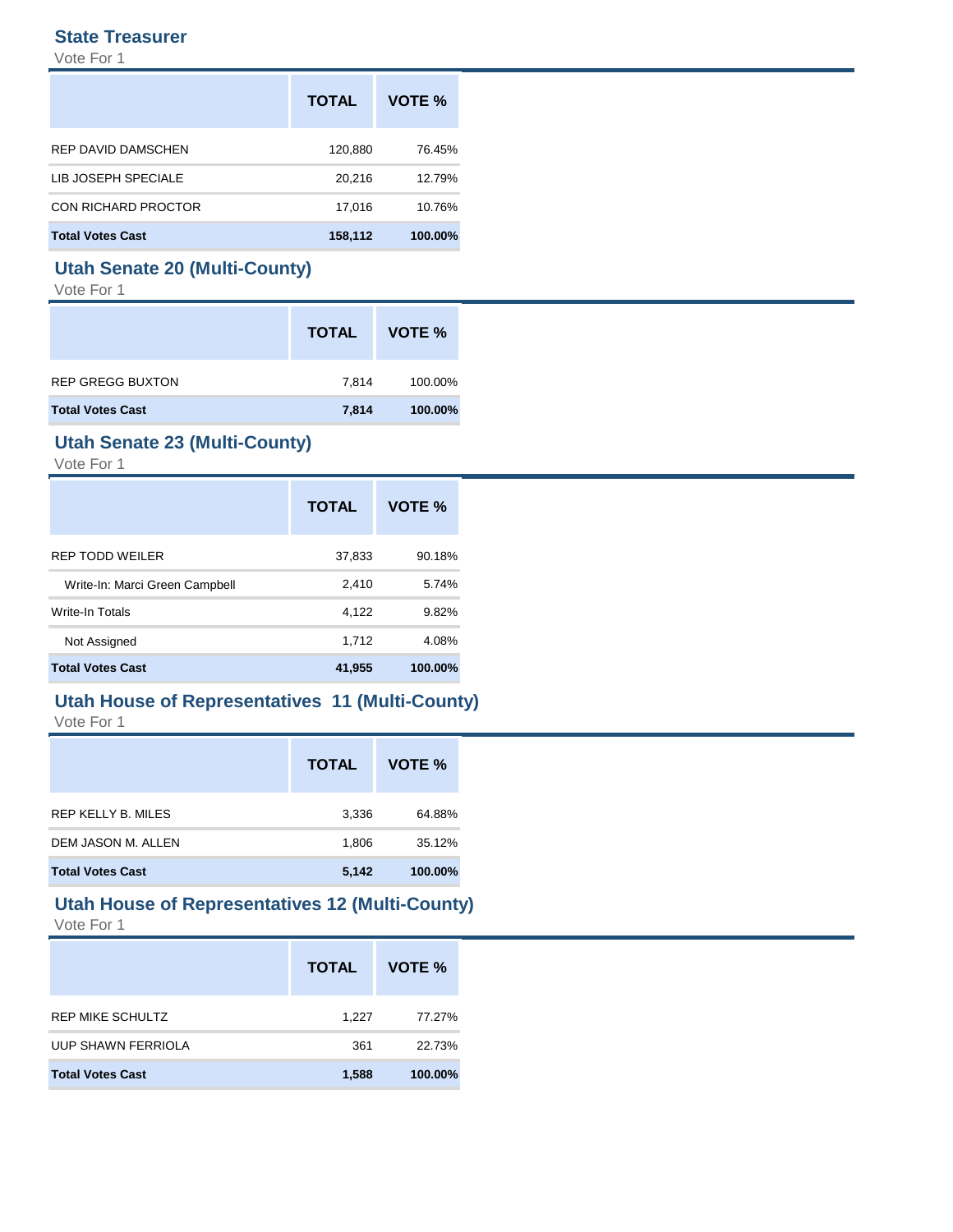## State Treasurer

Vote For 1

| | TOTAL | VOTE % |
|---|---|---|
| REP DAVID DAMSCHEN | 120,880 | 76.45% |
| LIB JOSEPH SPECIALE | 20,216 | 12.79% |
| CON RICHARD PROCTOR | 17,016 | 10.76% |
| **Total Votes Cast** | **158,112** | **100.00%** |

## Utah Senate 20 (Multi-County)

Vote For 1

| | TOTAL | VOTE % |
|---|---|---|
| REP GREGG BUXTON | 7,814 | 100.00% |
| **Total Votes Cast** | **7,814** | **100.00%** |

## Utah Senate 23 (Multi-County)

Vote For 1

| | TOTAL | VOTE % |
|---|---|---|
| REP TODD WEILER | 37,833 | 90.18% |
| Write-In: Marci Green Campbell | 2,410 | 5.74% |
| Write-In Totals | 4,122 | 9.82% |
| Not Assigned | 1,712 | 4.08% |
| **Total Votes Cast** | **41,955** | **100.00%** |

## Utah House of Representatives 11 (Multi-County)

Vote For 1

| | TOTAL | VOTE % |
|---|---|---|
| REP KELLY B. MILES | 3,336 | 64.88% |
| DEM JASON M. ALLEN | 1,806 | 35.12% |
| **Total Votes Cast** | **5,142** | **100.00%** |

## Utah House of Representatives 12 (Multi-County)

Vote For 1

| | TOTAL | VOTE % |
|---|---|---|
| REP MIKE SCHULTZ | 1,227 | 77.27% |
| UUP SHAWN FERRIOLA | 361 | 22.73% |
| **Total Votes Cast** | **1,588** | **100.00%** |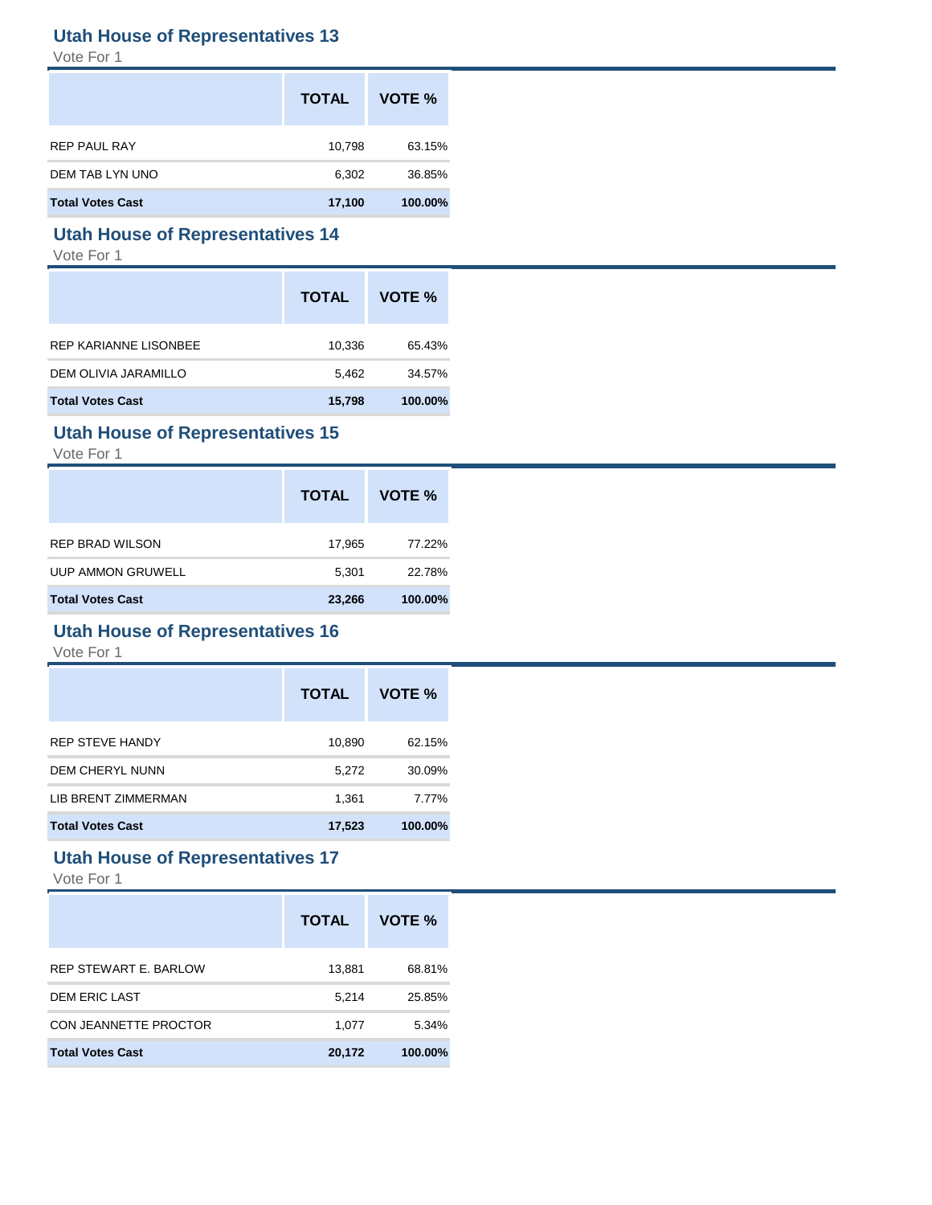## Utah House of Representatives 13

Vote For 1

| | TOTAL | VOTE % |
|---|---|---|
| REP PAUL RAY | 10,798 | 63.15% |
| DEM TAB LYN UNO | 6,302 | 36.85% |
| **Total Votes Cast** | **17,100** | **100.00%** |

## Utah House of Representatives 14

Vote For 1

| | TOTAL | VOTE % |
|---|---|---|
| REP KARIANNE LISONBEE | 10,336 | 65.43% |
| DEM OLIVIA JARAMILLO | 5,462 | 34.57% |
| **Total Votes Cast** | **15,798** | **100.00%** |

## Utah House of Representatives 15

Vote For 1

| | TOTAL | VOTE % |
|---|---|---|
| REP BRAD WILSON | 17,965 | 77.22% |
| UUP AMMON GRUWELL | 5,301 | 22.78% |
| **Total Votes Cast** | **23,266** | **100.00%** |

## Utah House of Representatives 16

Vote For 1

| | TOTAL | VOTE % |
|---|---|---|
| REP STEVE HANDY | 10,890 | 62.15% |
| DEM CHERYL NUNN | 5,272 | 30.09% |
| LIB BRENT ZIMMERMAN | 1,361 | 7.77% |
| **Total Votes Cast** | **17,523** | **100.00%** |

## Utah House of Representatives 17

Vote For 1

| | TOTAL | VOTE % |
|---|---|---|
| REP STEWART E. BARLOW | 13,881 | 68.81% |
| DEM ERIC LAST | 5,214 | 25.85% |
| CON JEANNETTE PROCTOR | 1,077 | 5.34% |
| **Total Votes Cast** | **20,172** | **100.00%** |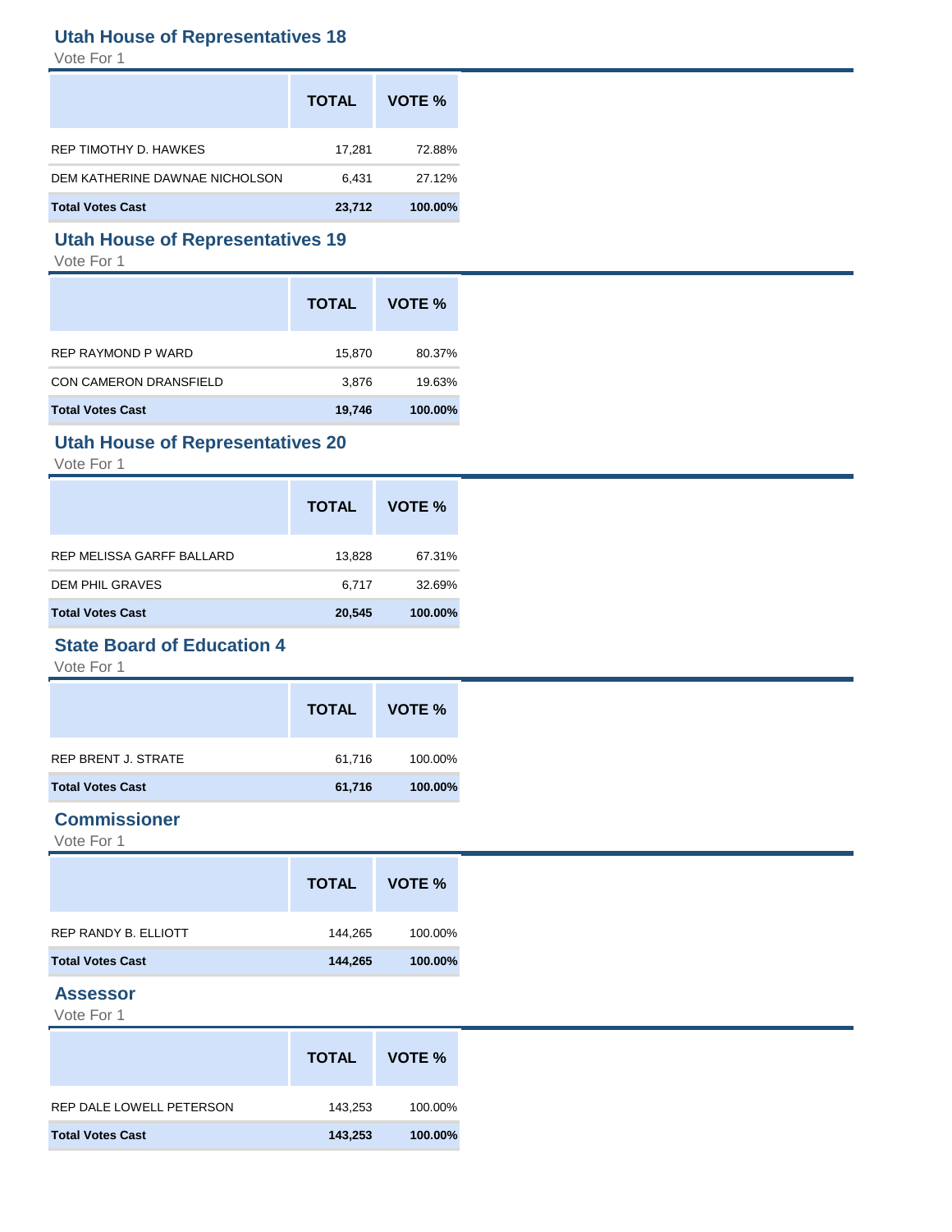## Utah House of Representatives 18

Vote For 1

| | TOTAL | VOTE % |
|---|---|---|
| REP TIMOTHY D. HAWKES | 17,281 | 72.88% |
| DEM KATHERINE DAWNAE NICHOLSON | 6,431 | 27.12% |
| **Total Votes Cast** | **23,712** | **100.00%** |

## Utah House of Representatives 19

Vote For 1

| | TOTAL | VOTE % |
|---|---|---|
| REP RAYMOND P WARD | 15,870 | 80.37% |
| CON CAMERON DRANSFIELD | 3,876 | 19.63% |
| **Total Votes Cast** | **19,746** | **100.00%** |

## Utah House of Representatives 20

Vote For 1

| | TOTAL | VOTE % |
|---|---|---|
| REP MELISSA GARFF BALLARD | 13,828 | 67.31% |
| DEM PHIL GRAVES | 6,717 | 32.69% |
| **Total Votes Cast** | **20,545** | **100.00%** |

## State Board of Education 4

Vote For 1

| | TOTAL | VOTE % |
|---|---|---|
| REP BRENT J. STRATE | 61,716 | 100.00% |
| **Total Votes Cast** | **61,716** | **100.00%** |

## Commissioner

Vote For 1

| | TOTAL | VOTE % |
|---|---|---|
| REP RANDY B. ELLIOTT | 144,265 | 100.00% |
| **Total Votes Cast** | **144,265** | **100.00%** |

## Assessor

Vote For 1

| | TOTAL | VOTE % |
|---|---|---|
| REP DALE LOWELL PETERSON | 143,253 | 100.00% |
| **Total Votes Cast** | **143,253** | **100.00%** |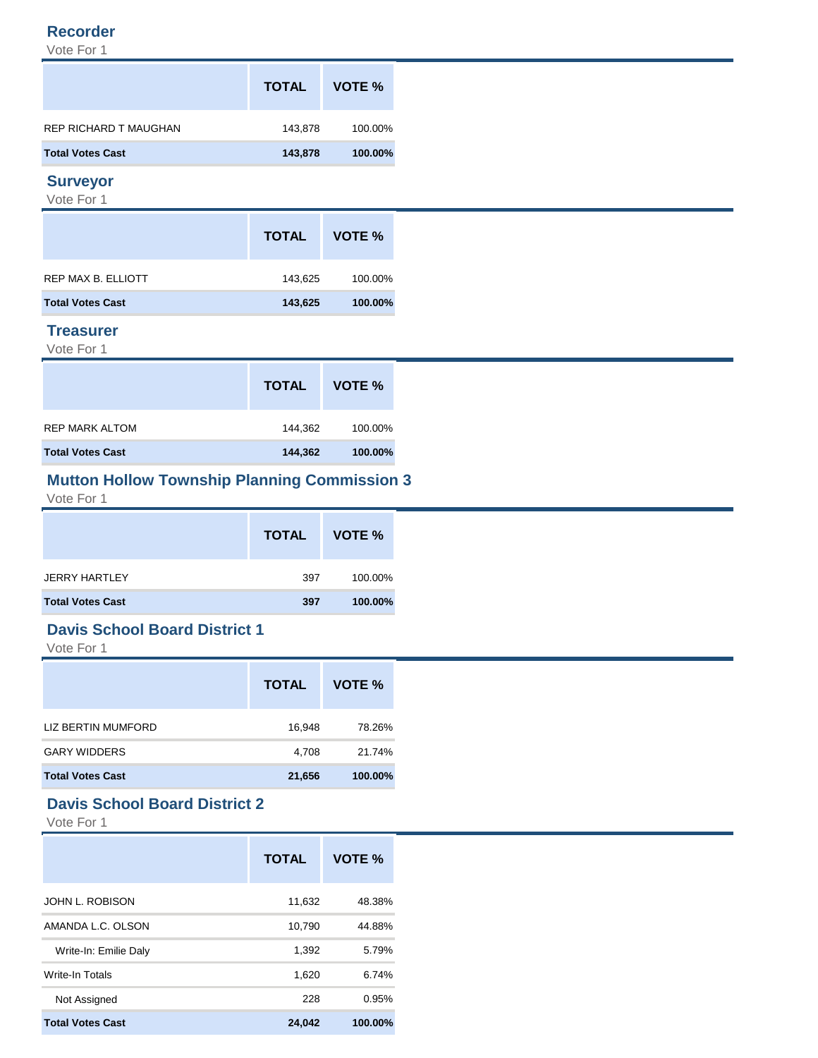## Recorder

Vote For 1

| | TOTAL | VOTE % |
|---|---|---|
| REP RICHARD T MAUGHAN | 143,878 | 100.00% |
| **Total Votes Cast** | **143,878** | **100.00%** |

## Surveyor

Vote For 1

| | TOTAL | VOTE % |
|---|---|---|
| REP MAX B. ELLIOTT | 143,625 | 100.00% |
| **Total Votes Cast** | **143,625** | **100.00%** |

## Treasurer

Vote For 1

| | TOTAL | VOTE % |
|---|---|---|
| REP MARK ALTOM | 144,362 | 100.00% |
| **Total Votes Cast** | **144,362** | **100.00%** |

## Mutton Hollow Township Planning Commission 3

Vote For 1

| | TOTAL | VOTE % |
|---|---|---|
| JERRY HARTLEY | 397 | 100.00% |
| **Total Votes Cast** | **397** | **100.00%** |

## Davis School Board District 1

Vote For 1

| | TOTAL | VOTE % |
|---|---|---|
| LIZ BERTIN MUMFORD | 16,948 | 78.26% |
| GARY WIDDERS | 4,708 | 21.74% |
| **Total Votes Cast** | **21,656** | **100.00%** |

## Davis School Board District 2

Vote For 1

| | TOTAL | VOTE % |
|---|---|---|
| JOHN L. ROBISON | 11,632 | 48.38% |
| AMANDA L.C. OLSON | 10,790 | 44.88% |
| Write-In: Emilie Daly | 1,392 | 5.79% |
| Write-In Totals | 1,620 | 6.74% |
| Not Assigned | 228 | 0.95% |
| **Total Votes Cast** | **24,042** | **100.00%** |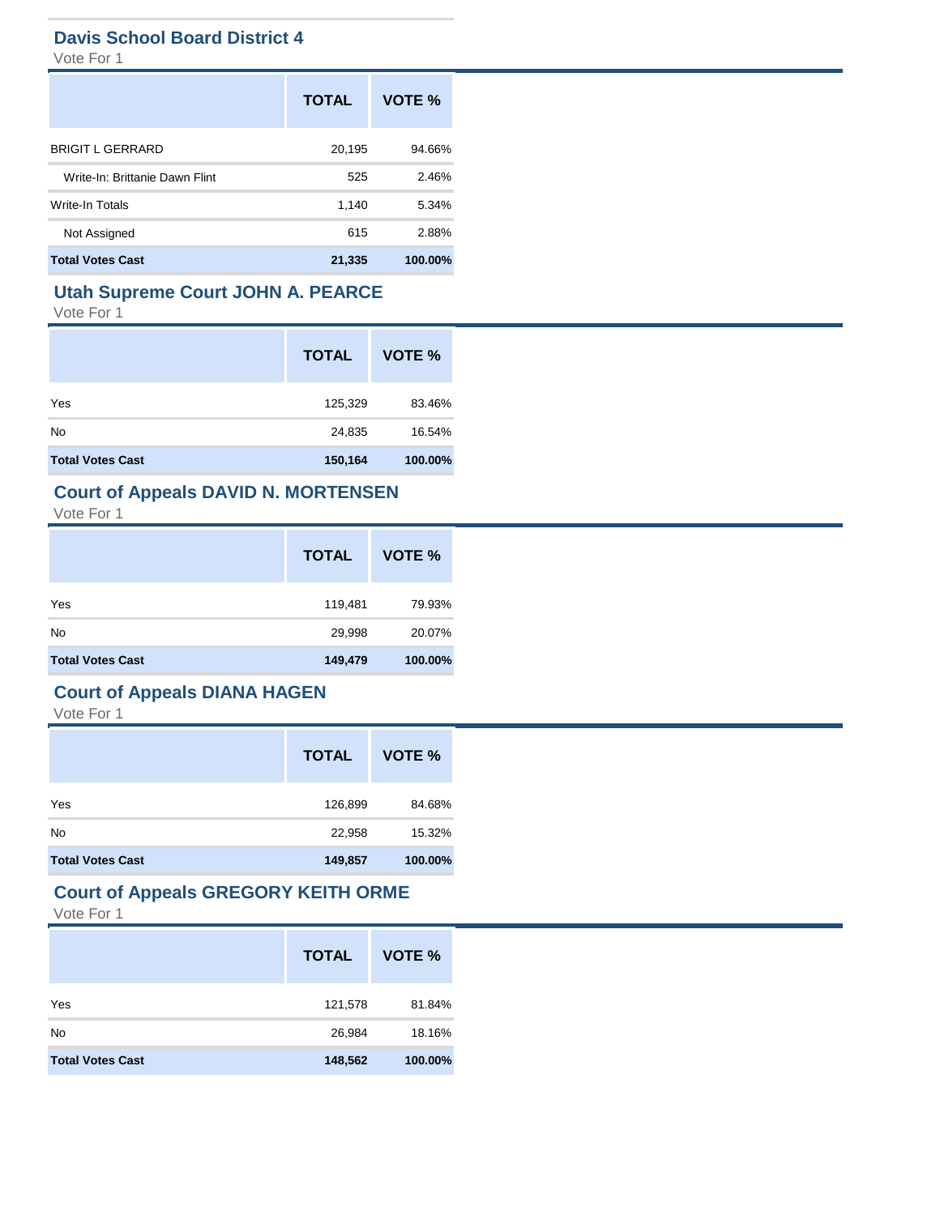## Davis School Board District 4

Vote For 1

| | TOTAL | VOTE % |
|---|---|---|
| BRIGIT L GERRARD | 20,195 | 94.66% |
| Write-In: Brittanie Dawn Flint | 525 | 2.46% |
| Write-In Totals | 1,140 | 5.34% |
| Not Assigned | 615 | 2.88% |
| **Total Votes Cast** | **21,335** | **100.00%** |

## Utah Supreme Court JOHN A. PEARCE

Vote For 1

| | TOTAL | VOTE % |
|---|---|---|
| Yes | 125,329 | 83.46% |
| No | 24,835 | 16.54% |
| **Total Votes Cast** | **150,164** | **100.00%** |

## Court of Appeals DAVID N. MORTENSEN

Vote For 1

| | TOTAL | VOTE % |
|---|---|---|
| Yes | 119,481 | 79.93% |
| No | 29,998 | 20.07% |
| **Total Votes Cast** | **149,479** | **100.00%** |

## Court of Appeals DIANA HAGEN

Vote For 1

| | TOTAL | VOTE % |
|---|---|---|
| Yes | 126,899 | 84.68% |
| No | 22,958 | 15.32% |
| **Total Votes Cast** | **149,857** | **100.00%** |

## Court of Appeals GREGORY KEITH ORME

Vote For 1

| | TOTAL | VOTE % |
|---|---|---|
| Yes | 121,578 | 81.84% |
| No | 26,984 | 18.16% |
| **Total Votes Cast** | **148,562** | **100.00%** |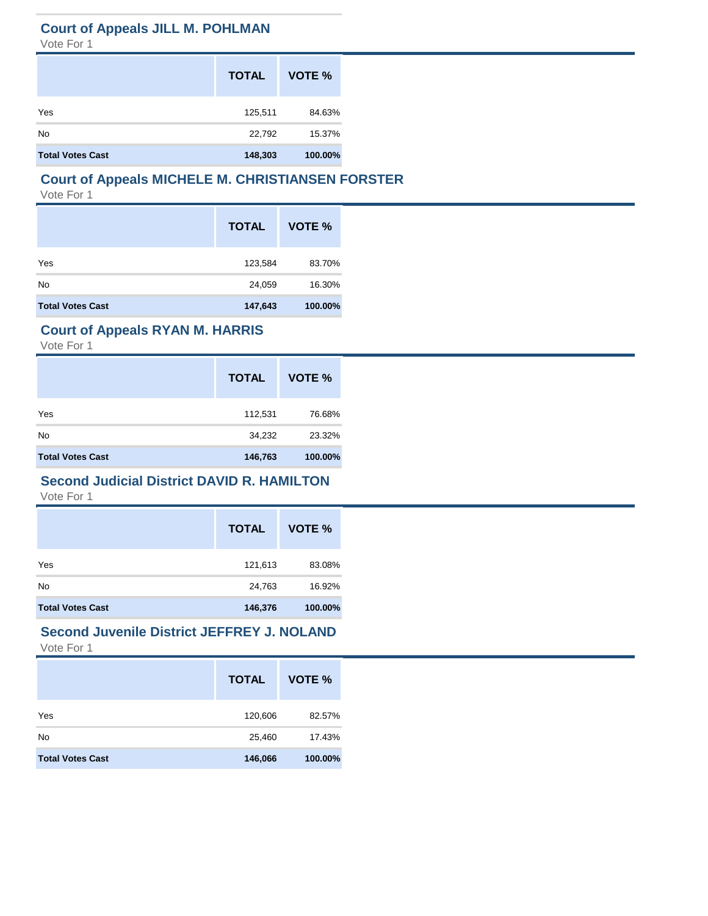## Court of Appeals JILL M. POHLMAN

Vote For 1

| | TOTAL | VOTE % |
|---|---|---|
| Yes | 125,511 | 84.63% |
| No | 22,792 | 15.37% |
| **Total Votes Cast** | **148,303** | **100.00%** |

## Court of Appeals MICHELE M. CHRISTIANSEN FORSTER

Vote For 1

| | TOTAL | VOTE % |
|---|---|---|
| Yes | 123,584 | 83.70% |
| No | 24,059 | 16.30% |
| **Total Votes Cast** | **147,643** | **100.00%** |

## Court of Appeals RYAN M. HARRIS

Vote For 1

| | TOTAL | VOTE % |
|---|---|---|
| Yes | 112,531 | 76.68% |
| No | 34,232 | 23.32% |
| **Total Votes Cast** | **146,763** | **100.00%** |

## Second Judicial District DAVID R. HAMILTON

Vote For 1

| | TOTAL | VOTE % |
|---|---|---|
| Yes | 121,613 | 83.08% |
| No | 24,763 | 16.92% |
| **Total Votes Cast** | **146,376** | **100.00%** |

## Second Juvenile District JEFFREY J. NOLAND

Vote For 1

| | TOTAL | VOTE % |
|---|---|---|
| Yes | 120,606 | 82.57% |
| No | 25,460 | 17.43% |
| **Total Votes Cast** | **146,066** | **100.00%** |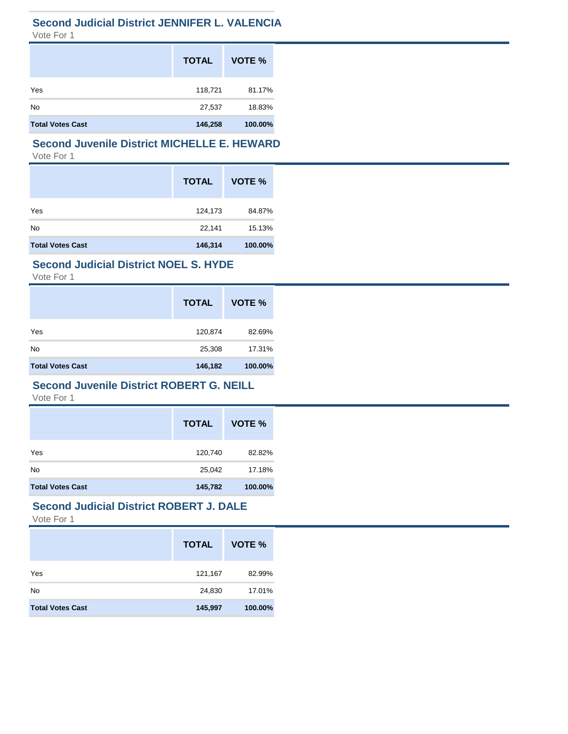### Second Judicial District JENNIFER L. VALENCIA

Vote For 1

| | TOTAL | VOTE % |
|---|---|---|
| Yes | 118,721 | 81.17% |
| No | 27,537 | 18.83% |
| **Total Votes Cast** | **146,258** | **100.00%** |

### Second Juvenile District MICHELLE E. HEWARD

Vote For 1

| | TOTAL | VOTE % |
|---|---|---|
| Yes | 124,173 | 84.87% |
| No | 22,141 | 15.13% |
| **Total Votes Cast** | **146,314** | **100.00%** |

### Second Judicial District NOEL S. HYDE

Vote For 1

| | TOTAL | VOTE % |
|---|---|---|
| Yes | 120,874 | 82.69% |
| No | 25,308 | 17.31% |
| **Total Votes Cast** | **146,182** | **100.00%** |

### Second Juvenile District ROBERT G. NEILL

Vote For 1

| | TOTAL | VOTE % |
|---|---|---|
| Yes | 120,740 | 82.82% |
| No | 25,042 | 17.18% |
| **Total Votes Cast** | **145,782** | **100.00%** |

### Second Judicial District ROBERT J. DALE

Vote For 1

| | TOTAL | VOTE % |
|---|---|---|
| Yes | 121,167 | 82.99% |
| No | 24,830 | 17.01% |
| **Total Votes Cast** | **145,997** | **100.00%** |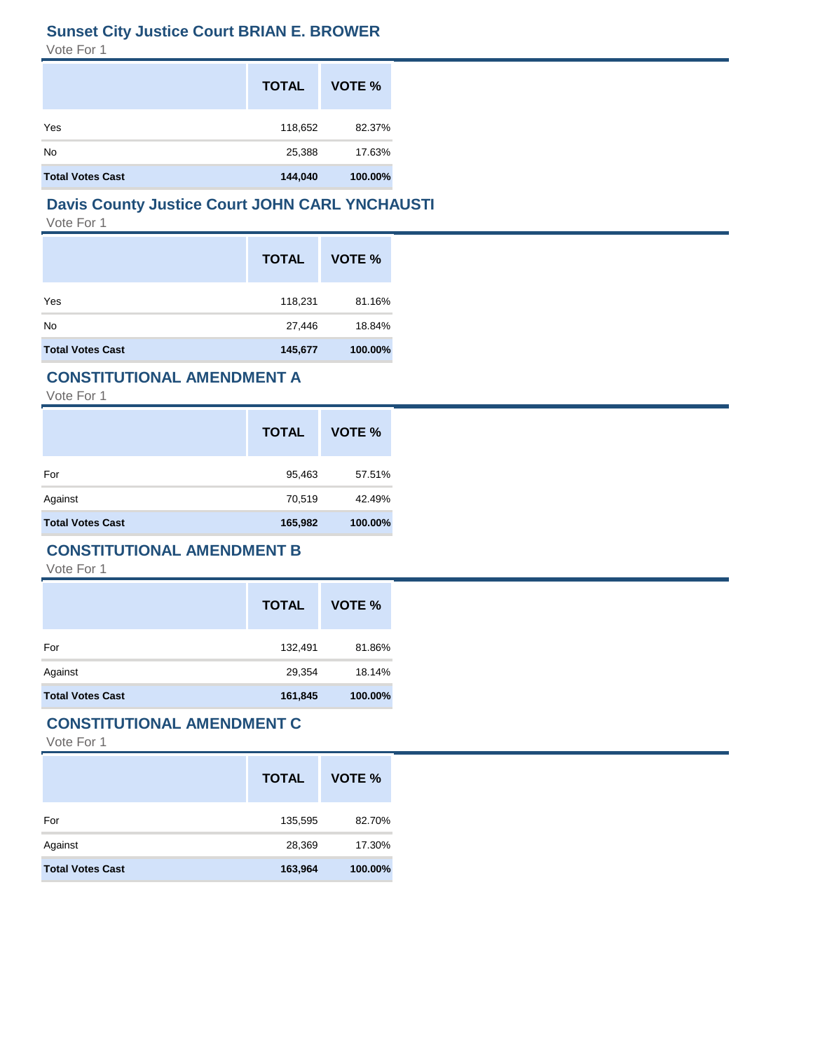## Sunset City Justice Court BRIAN E. BROWER

Vote For 1

| | TOTAL | VOTE % |
|---|---|---|
| Yes | 118,652 | 82.37% |
| No | 25,388 | 17.63% |
| **Total Votes Cast** | **144,040** | **100.00%** |

## Davis County Justice Court JOHN CARL YNCHAUSTI

Vote For 1

| | TOTAL | VOTE % |
|---|---|---|
| Yes | 118,231 | 81.16% |
| No | 27,446 | 18.84% |
| **Total Votes Cast** | **145,677** | **100.00%** |

## CONSTITUTIONAL AMENDMENT A

Vote For 1

| | TOTAL | VOTE % |
|---|---|---|
| For | 95,463 | 57.51% |
| Against | 70,519 | 42.49% |
| **Total Votes Cast** | **165,982** | **100.00%** |

## CONSTITUTIONAL AMENDMENT B

Vote For 1

| | TOTAL | VOTE % |
|---|---|---|
| For | 132,491 | 81.86% |
| Against | 29,354 | 18.14% |
| **Total Votes Cast** | **161,845** | **100.00%** |

## CONSTITUTIONAL AMENDMENT C

Vote For 1

| | TOTAL | VOTE % |
|---|---|---|
| For | 135,595 | 82.70% |
| Against | 28,369 | 17.30% |
| **Total Votes Cast** | **163,964** | **100.00%** |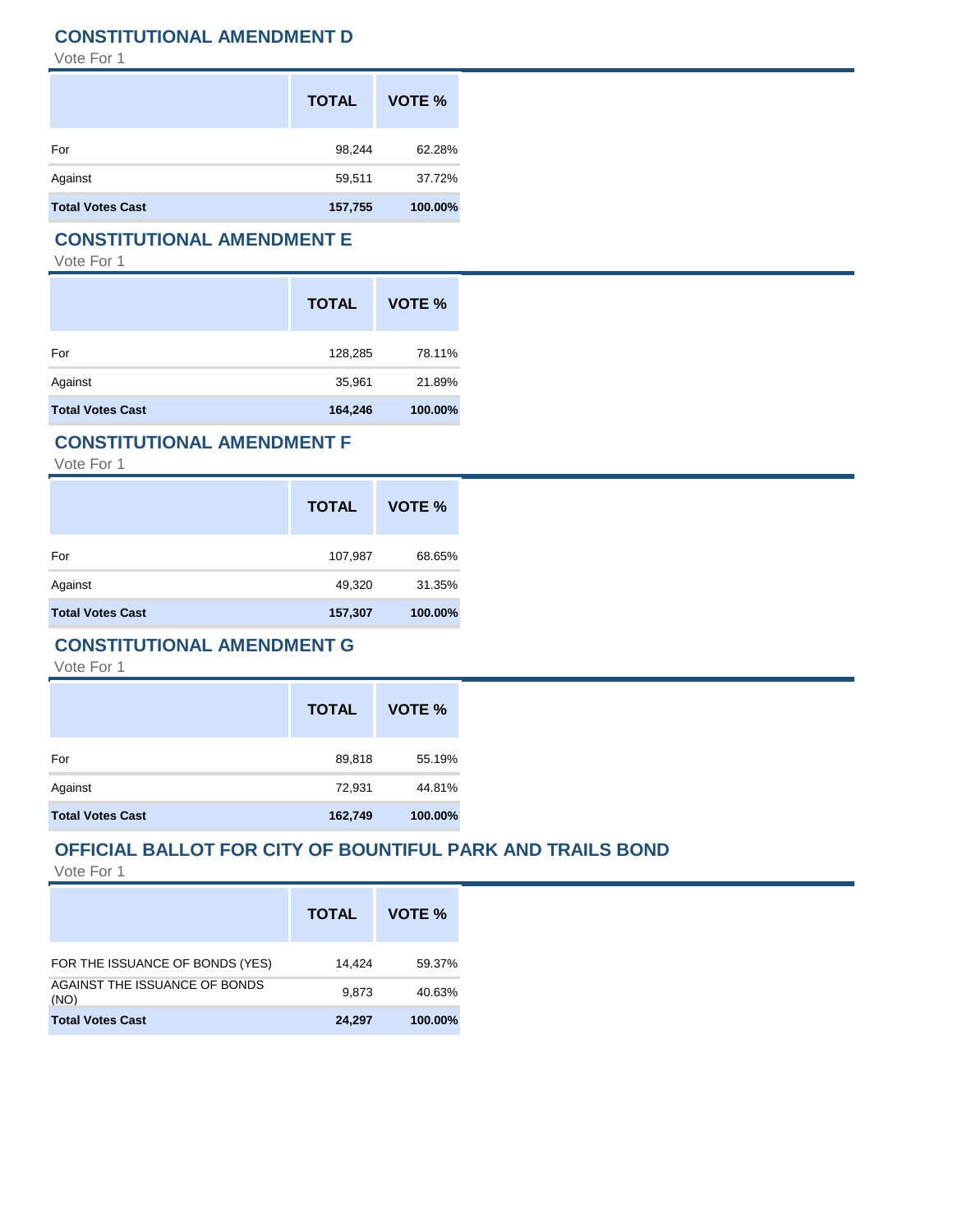## CONSTITUTIONAL AMENDMENT D

Vote For 1

| | TOTAL | VOTE % |
|---|---|---|
| For | 98,244 | 62.28% |
| Against | 59,511 | 37.72% |
| **Total Votes Cast** | **157,755** | **100.00%** |

## CONSTITUTIONAL AMENDMENT E

Vote For 1

| | TOTAL | VOTE % |
|---|---|---|
| For | 128,285 | 78.11% |
| Against | 35,961 | 21.89% |
| **Total Votes Cast** | **164,246** | **100.00%** |

## CONSTITUTIONAL AMENDMENT F

Vote For 1

| | TOTAL | VOTE % |
|---|---|---|
| For | 107,987 | 68.65% |
| Against | 49,320 | 31.35% |
| **Total Votes Cast** | **157,307** | **100.00%** |

## CONSTITUTIONAL AMENDMENT G

Vote For 1

| | TOTAL | VOTE % |
|---|---|---|
| For | 89,818 | 55.19% |
| Against | 72,931 | 44.81% |
| **Total Votes Cast** | **162,749** | **100.00%** |

## OFFICIAL BALLOT FOR CITY OF BOUNTIFUL PARK AND TRAILS BOND

Vote For 1

| | TOTAL | VOTE % |
|---|---|---|
| FOR THE ISSUANCE OF BONDS (YES) | 14,424 | 59.37% |
| AGAINST THE ISSUANCE OF BONDS (NO) | 9,873 | 40.63% |
| **Total Votes Cast** | **24,297** | **100.00%** |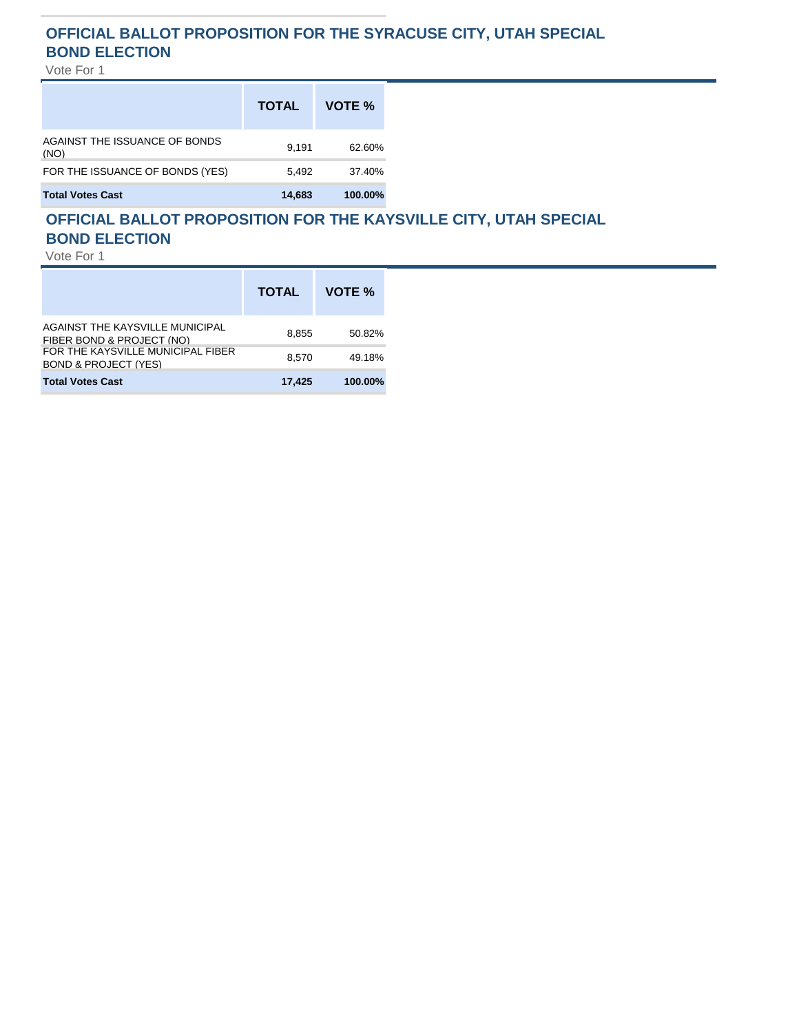## OFFICIAL BALLOT PROPOSITION FOR THE SYRACUSE CITY, UTAH SPECIAL BOND ELECTION

Vote For 1

| | TOTAL | VOTE % |
|---|---|---|
| AGAINST THE ISSUANCE OF BONDS (NO) | 9,191 | 62.60% |
| FOR THE ISSUANCE OF BONDS (YES) | 5,492 | 37.40% |
| **Total Votes Cast** | **14,683** | **100.00%** |

## OFFICIAL BALLOT PROPOSITION FOR THE KAYSVILLE CITY, UTAH SPECIAL BOND ELECTION

Vote For 1

| | TOTAL | VOTE % |
|---|---|---|
| AGAINST THE KAYSVILLE MUNICIPAL FIBER BOND & PROJECT (NO) | 8,855 | 50.82% |
| FOR THE KAYSVILLE MUNICIPAL FIBER BOND & PROJECT (YES) | 8,570 | 49.18% |
| **Total Votes Cast** | **17,425** | **100.00%** |